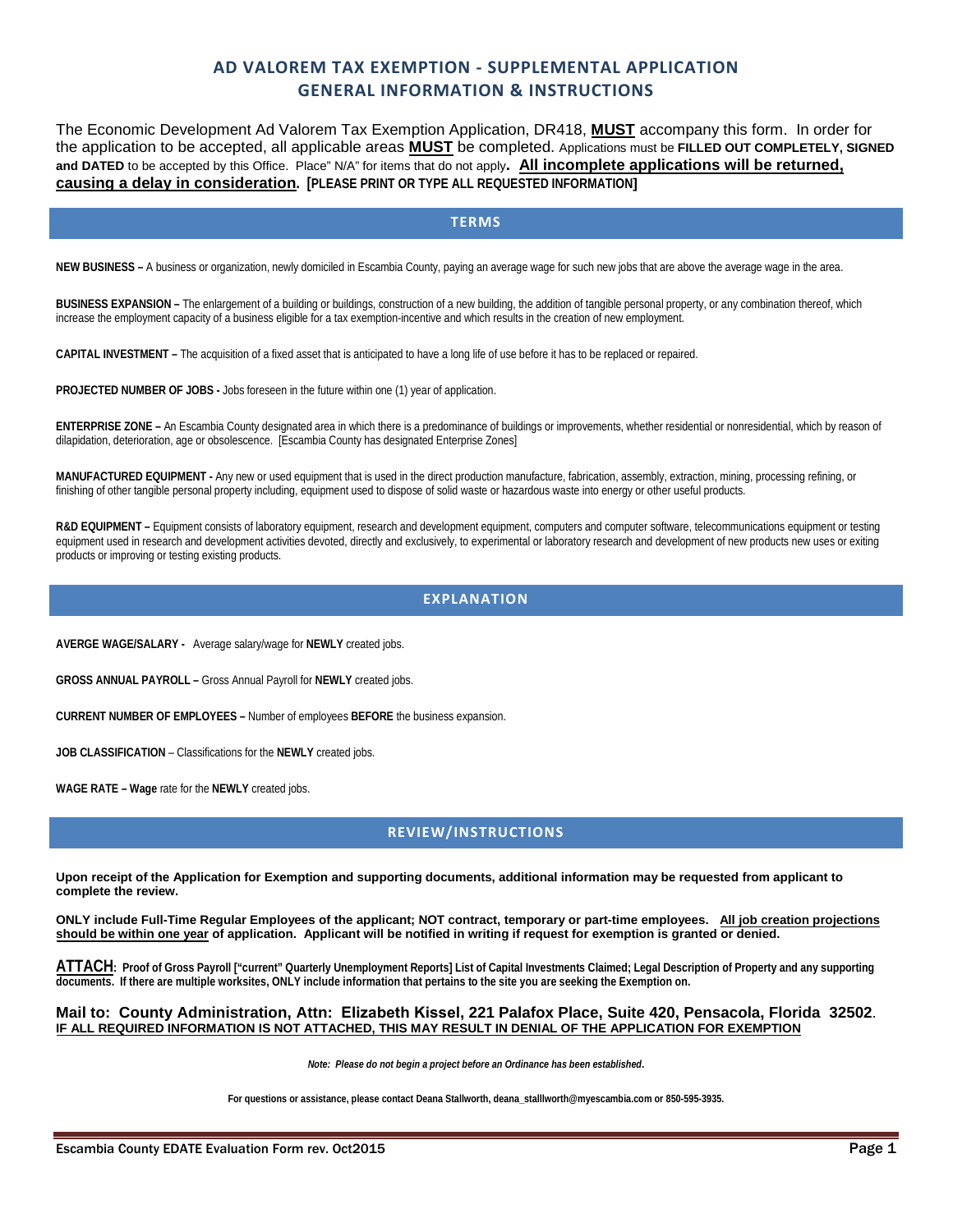# AD VALOREM TAX EXEMPTION - SUPPLEMENTAL APPLICATION
## GENERAL INFORMATION & INSTRUCTIONS

The Economic Development Ad Valorem Tax Exemption Application, DR418, **MUST** accompany this form. In order for the application to be accepted, all applicable areas **MUST** be completed. Applications must be **FILLED OUT COMPLETELY, SIGNED and DATED** to be accepted by this Office. Place" N/A" for items that do not apply**. All incomplete applications will be returned, causing a delay in consideration. [PLEASE PRINT OR TYPE ALL REQUESTED INFORMATION]**

## TERMS

**NEW BUSINESS –** A business or organization, newly domiciled in Escambia County, paying an average wage for such new jobs that are above the average wage in the area.

**BUSINESS EXPANSION –** The enlargement of a building or buildings, construction of a new building, the addition of tangible personal property, or any combination thereof, which increase the employment capacity of a business eligible for a tax exemption-incentive and which results in the creation of new employment.

**CAPITAL INVESTMENT –** The acquisition of a fixed asset that is anticipated to have a long life of use before it has to be replaced or repaired.

**PROJECTED NUMBER OF JOBS -** Jobs foreseen in the future within one (1) year of application.

**ENTERPRISE ZONE –** An Escambia County designated area in which there is a predominance of buildings or improvements, whether residential or nonresidential, which by reason of dilapidation, deterioration, age or obsolescence. [Escambia County has designated Enterprise Zones]

**MANUFACTURED EQUIPMENT -** Any new or used equipment that is used in the direct production manufacture, fabrication, assembly, extraction, mining, processing refining, or finishing of other tangible personal property including, equipment used to dispose of solid waste or hazardous waste into energy or other useful products.

**R&D EQUIPMENT –** Equipment consists of laboratory equipment, research and development equipment, computers and computer software, telecommunications equipment or testing equipment used in research and development activities devoted, directly and exclusively, to experimental or laboratory research and development of new products new uses or exiting products or improving or testing existing products.

## EXPLANATION

**AVERGE WAGE/SALARY -** Average salary/wage for **NEWLY** created jobs.

**GROSS ANNUAL PAYROLL –** Gross Annual Payroll for **NEWLY** created jobs.

**CURRENT NUMBER OF EMPLOYEES –** Number of employees **BEFORE** the business expansion.

**JOB CLASSIFICATION** – Classifications for the **NEWLY** created jobs.

**WAGE RATE – Wage** rate for the **NEWLY** created jobs.

## REVIEW/INSTRUCTIONS

**Upon receipt of the Application for Exemption and supporting documents, additional information may be requested from applicant to complete the review.**

**ONLY include Full-Time Regular Employees of the applicant; NOT contract, temporary or part-time employees. All job creation projections should be within one year of application. Applicant will be notified in writing if request for exemption is granted or denied.**

**ATTACH: Proof of Gross Payroll ["current" Quarterly Unemployment Reports] List of Capital Investments Claimed; Legal Description of Property and any supporting documents. If there are multiple worksites, ONLY include information that pertains to the site you are seeking the Exemption on.**

**Mail to: County Administration, Attn: Elizabeth Kissel, 221 Palafox Place, Suite 420, Pensacola, Florida 32502.**
**IF ALL REQUIRED INFORMATION IS NOT ATTACHED, THIS MAY RESULT IN DENIAL OF THE APPLICATION FOR EXEMPTION**

***Note: Please do not begin a project before an Ordinance has been established.***

**For questions or assistance, please contact Deana Stallworth, deana_stalllworth@myescambia.com or 850-595-3935.**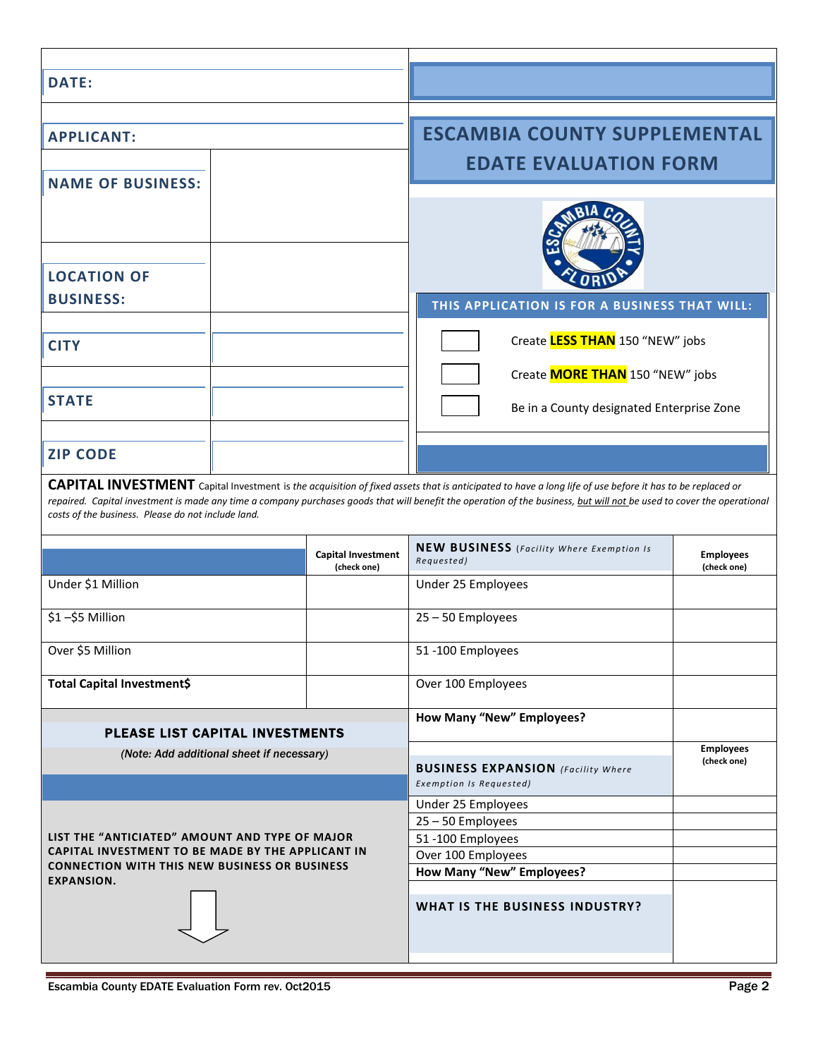# ESCAMBIA COUNTY SUPPLEMENTAL EDATE EVALUATION FORM

| | |
|---|---|
| DATE: | |
| APPLICANT: | |
| NAME OF BUSINESS: | |
| LOCATION OF BUSINESS: | |
| CITY | |
| STATE | |
| ZIP CODE | |

**THIS APPLICATION IS FOR A BUSINESS THAT WILL:**

- [ ] Create **LESS THAN** 150 "NEW" jobs
- [ ] Create **MORE THAN** 150 "NEW" jobs
- [ ] Be in a County designated Enterprise Zone

**CAPITAL INVESTMENT** Capital Investment is *the acquisition of fixed assets that is anticipated to have a long life of use before it has to be replaced or repaired. Capital investment is made any time a company purchases goods that will benefit the operation of the business, but will not be used to cover the operational costs of the business. Please do not include land.*

| | Capital Investment (check one) |
|---|---|
| Under $1 Million | |
| $1 –$5 Million | |
| Over $5 Million | |
| **Total Capital Investment$** | |

| **NEW BUSINESS** *(Facility Where Exemption Is Requested)* | Employees (check one) |
|---|---|
| Under 25 Employees | |
| 25 – 50 Employees | |
| 51 -100 Employees | |
| Over 100 Employees | |
| **How Many "New" Employees?** | |

**PLEASE LIST CAPITAL INVESTMENTS**

*(Note: Add additional sheet if necessary)*

**LIST THE "ANTICIATED" AMOUNT AND TYPE OF MAJOR CAPITAL INVESTMENT TO BE MADE BY THE APPLICANT IN CONNECTION WITH THIS NEW BUSINESS OR BUSINESS EXPANSION.**

| **BUSINESS EXPANSION** *(Facility Where Exemption Is Requested)* | Employees (check one) |
|---|---|
| Under 25 Employees | |
| 25 – 50 Employees | |
| 51 -100 Employees | |
| Over 100 Employees | |
| **How Many "New" Employees?** | |

| | |
|---|---|
| **WHAT IS THE BUSINESS INDUSTRY?** | |

Escambia County EDATE Evaluation Form rev. Oct2015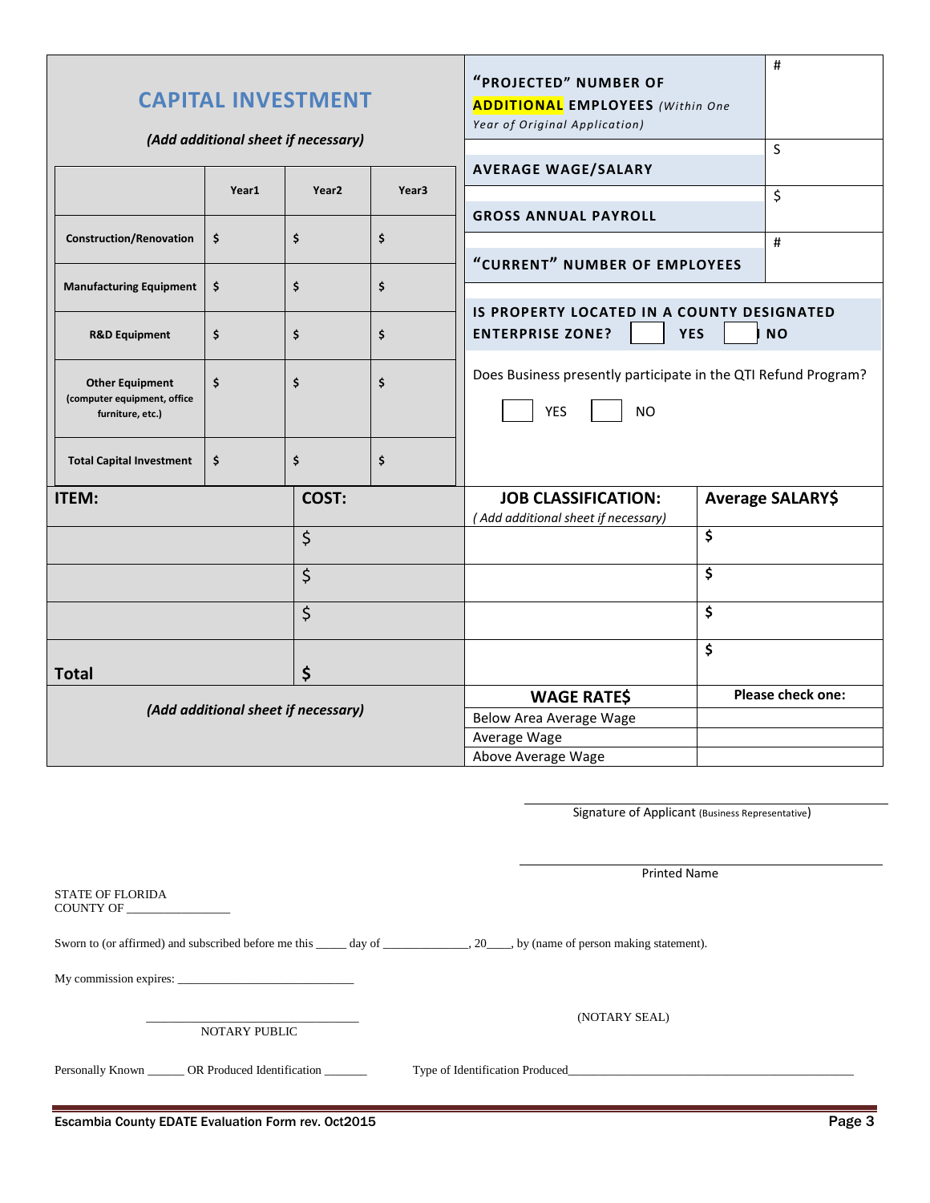## CAPITAL INVESTMENT

*(Add additional sheet if necessary)*

| | Year1 | Year2 | Year3 |
|---|---|---|---|
| Construction/Renovation | $ | $ | $ |
| Manufacturing Equipment | $ | $ | $ |
| R&D Equipment | $ | $ | $ |
| Other Equipment (computer equipment, office furniture, etc.) | $ | $ | $ |
| Total Capital Investment | $ | $ | $ |

| | |
|---|---|
| **"PROJECTED" NUMBER OF ADDITIONAL EMPLOYEES** *(Within One Year of Original Application)* | # |
| **AVERAGE WAGE/SALARY** | S |
| **GROSS ANNUAL PAYROLL** | $ |
| **"CURRENT" NUMBER OF EMPLOYEES** | # |

**IS PROPERTY LOCATED IN A COUNTY DESIGNATED ENTERPRISE ZONE?** ☐ **YES** ☐ **NO**

Does Business presently participate in the QTI Refund Program?

☐ YES ☐ NO

| ITEM: | COST: |
|---|---|
| | $ |
| | $ |
| | $ |
| **Total** | **$** |

*(Add additional sheet if necessary)*

| JOB CLASSIFICATION: *( Add additional sheet if necessary)* | Average SALARY$ |
|---|---|
| | $ |
| | $ |
| | $ |
| | $ |

| WAGE RATE$ | Please check one: |
|---|---|
| Below Area Average Wage | |
| Average Wage | |
| Above Average Wage | |

\_\_\_\_\_\_\_\_\_\_\_\_\_\_\_\_\_\_\_\_\_\_\_\_\_\_\_\_\_\_\_\_\_\_\_\_\_\_\_\_
Signature of Applicant (Business Representative)

\_\_\_\_\_\_\_\_\_\_\_\_\_\_\_\_\_\_\_\_\_\_\_\_\_\_\_\_\_\_\_\_\_\_\_\_\_\_\_\_
Printed Name

STATE OF FLORIDA
COUNTY OF \_\_\_\_\_\_\_\_\_\_\_\_\_\_\_\_

Sworn to (or affirmed) and subscribed before me this \_\_\_\_\_ day of \_\_\_\_\_\_\_\_\_\_\_\_\_\_, 20\_\_\_\_, by (name of person making statement).

My commission expires: \_\_\_\_\_\_\_\_\_\_\_\_\_\_\_\_\_\_\_\_\_\_\_\_\_\_\_\_\_

\_\_\_\_\_\_\_\_\_\_\_\_\_\_\_\_\_\_\_\_\_\_\_\_\_\_\_\_\_\_\_\_\_\_\_
NOTARY PUBLIC

(NOTARY SEAL)

Personally Known \_\_\_\_\_\_ OR Produced Identification \_\_\_\_\_\_\_ Type of Identification Produced\_\_\_\_\_\_\_\_\_\_\_\_\_\_\_\_\_\_\_\_\_\_\_\_\_\_\_\_\_\_\_\_\_\_\_\_\_\_\_\_\_\_\_\_\_\_\_

Escambia County EDATE Evaluation Form rev. Oct2015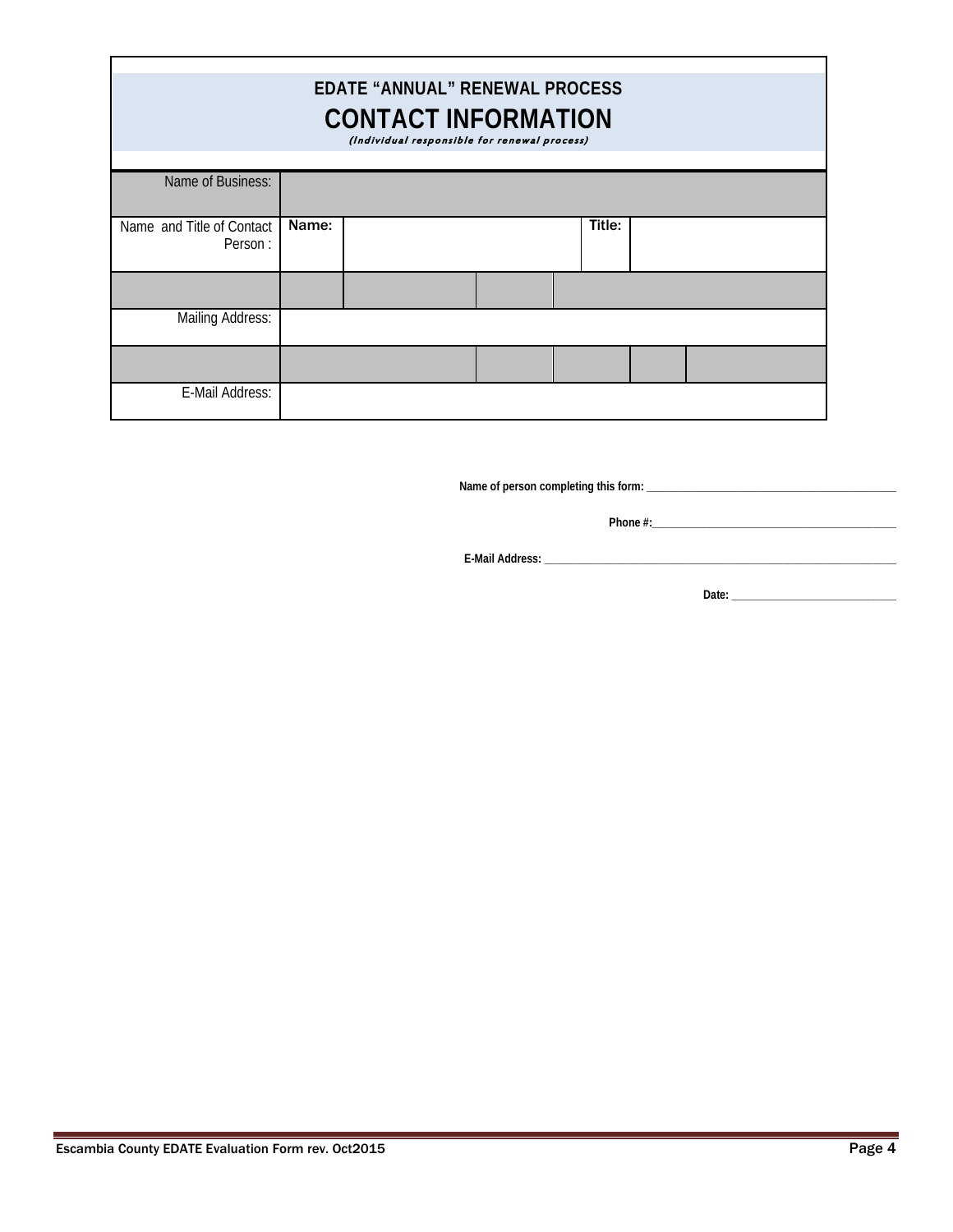## EDATE "ANNUAL" RENEWAL PROCESS

# CONTACT INFORMATION

*(Individual responsible for renewal process)*

| | | | |
|---|---|---|---|
| Name of Business: | | | |
| Name and Title of Contact Person : | Name: | Title: | |
| | | | |
| Mailing Address: | | | |
| | | | |
| E-Mail Address: | | | |

**Name of person completing this form:** ___________________________________________

**Phone #:**___________________________________________

**E-Mail Address:** ______________________________________________________________

**Date:** _____________________________

Escambia County EDATE Evaluation Form rev. Oct2015